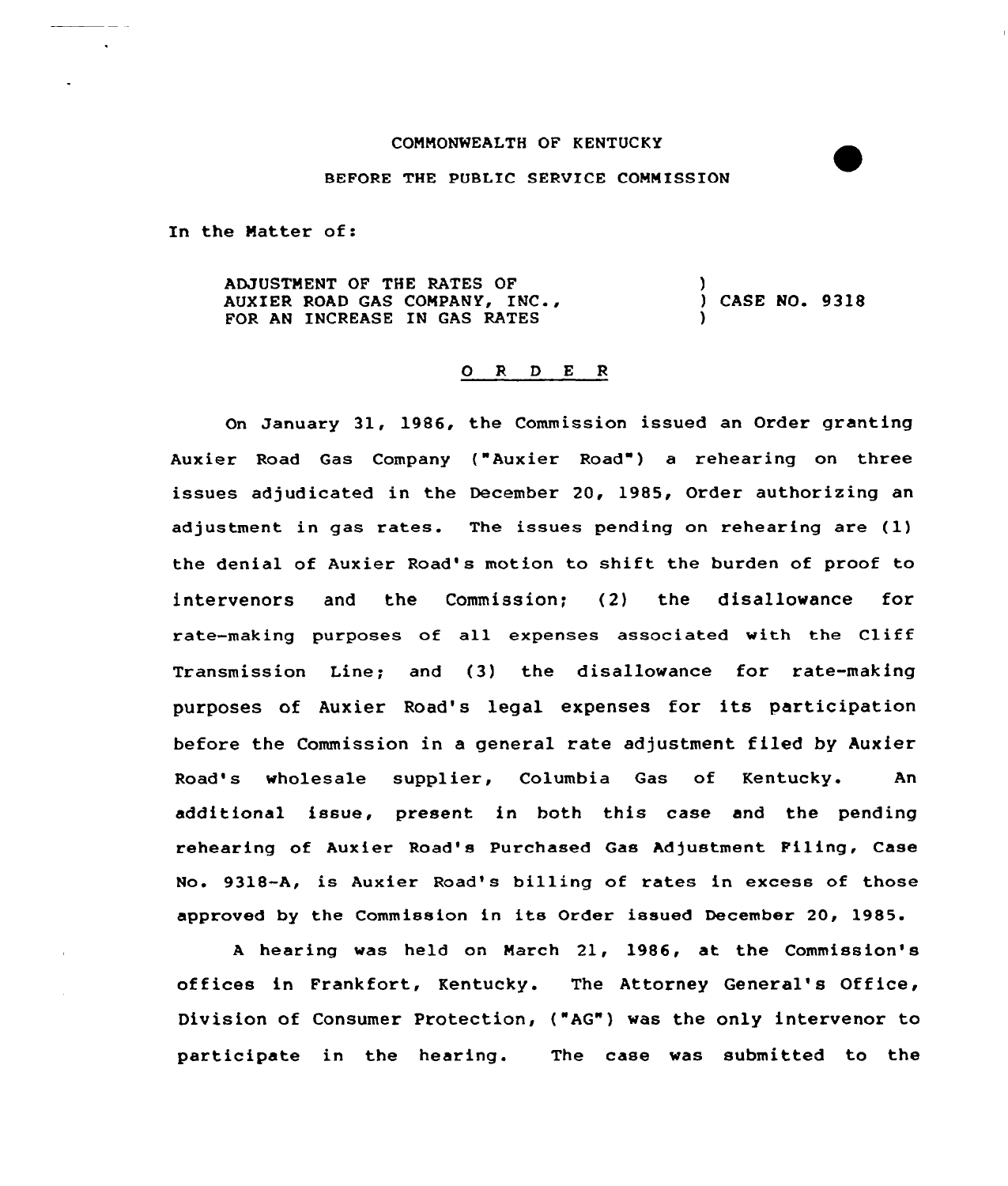COMMONWEALTH OF KENTUCKY

BEFORE THE PUBLIC SERVICE COMMISSION

In the Matter of:

| | |
|---|---|
| ADJUSTMENT OF THE RATES OF AUXIER ROAD GAS COMPANY, INC., FOR AN INCREASE IN GAS RATES | ) CASE NO. 9318 |

O R D E R

On January 31, 1986, the Commission issued an Order granting Auxier Road Gas Company ("Auxier Road") a rehearing on three issues adjudicated in the December 20, 1985, Order authorizing an adjustment in gas rates. The issues pending on rehearing are (1) the denial of Auxier Road's motion to shift the burden of proof to intervenors and the Commission; (2) the disallowance for rate-making purposes of all expenses associated with the Cliff Transmission Line; and (3) the disallowance for rate-making purposes of Auxier Road's legal expenses for its participation before the Commission in a general rate adjustment filed by Auxier Road's wholesale supplier, Columbia Gas of Kentucky. An additional issue, present in both this case and the pending rehearing of Auxier Road's Purchased Gas Adjustment Filing, Case No. 9318-A, is Auxier Road's billing of rates in excess of those approved by the Commission in its Order issued December 20, 1985.

A hearing was held on March 21, 1986, at the Commission's offices in Frankfort, Kentucky. The Attorney General's Office, Division of Consumer Protection, ("AG") was the only intervenor to participate in the hearing. The case was submitted to the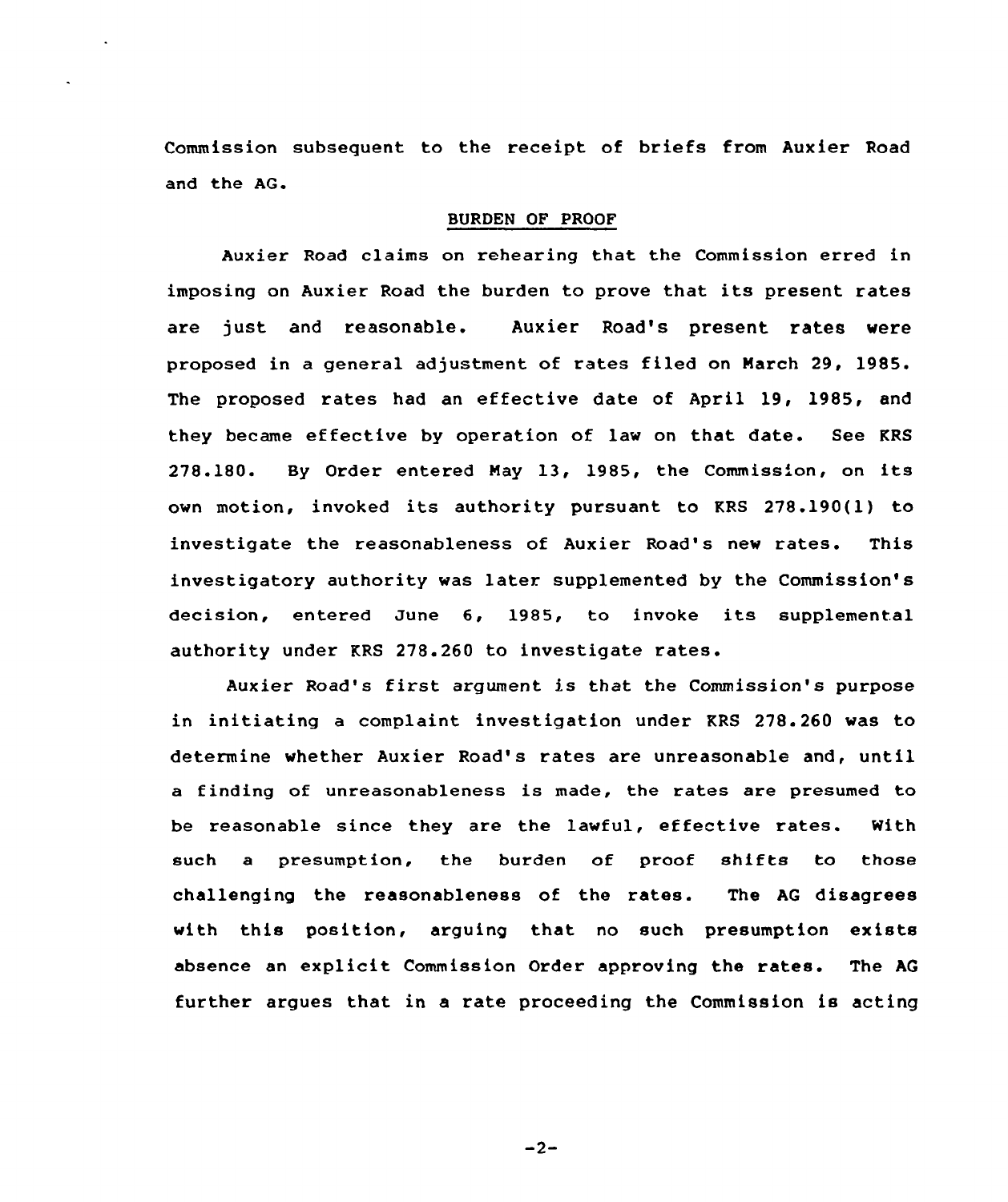Commission subsequent to the receipt of briefs from Auxier Road and the AG.

## BURDEN OF PROOF

Auxier Road claims on rehearing that the Commission erred in imposing on Auxier Road the burden to prove that its present rates are just and reasonable. Auxier Road's present rates were proposed in a general adjustment of rates filed on March 29, 1985. The proposed rates had an effective date of April 19, 1985, and they became effective by operation of law on that date. See KRS 278.180. By Order entered May 13, 1985, the Commission, on its own motion, invoked its authority pursuant to KRS 278.190(1) to investigate the reasonableness of Auxier Road's new rates. This investigatory authority was later supplemented by the Commission's decision, entered June 6, 1985, to invoke its supplemental authority under KRS 278.260 to investigate rates.

Auxier Road's first argument is that the Commission's purpose in initiating a complaint investigation under KRS 278.260 was to determine whether Auxier Road's rates are unreasonable and, until a finding of unreasonableness is made, the rates are presumed to be reasonable since they are the lawful, effective rates. With such a presumption, the burden of proof shifts to those challenging the reasonableness of the rates. The AG disagrees with this position, arguing that no such presumption exists absence an explicit Commission Order approving the rates. The AG further argues that in a rate proceeding the Commission is acting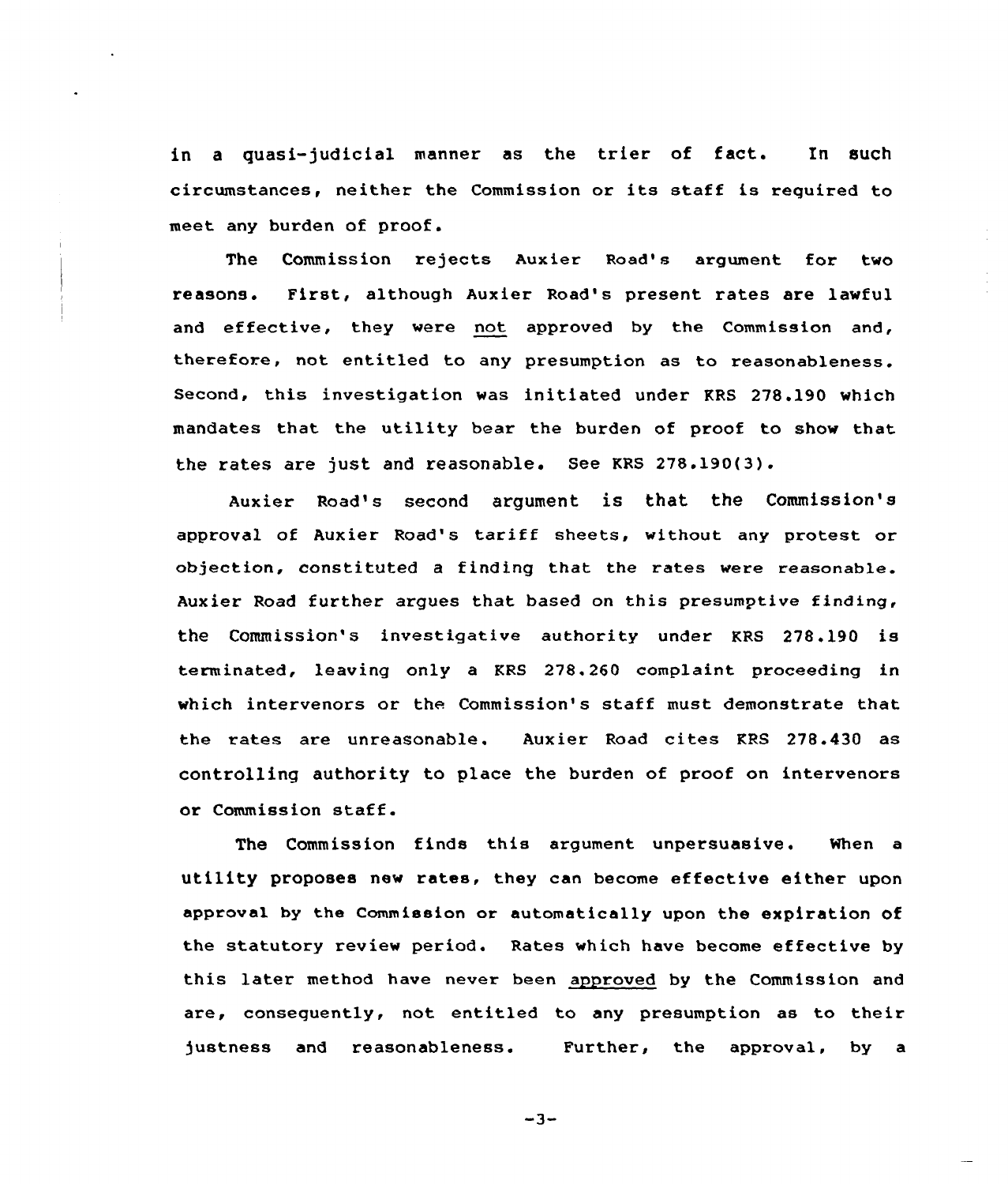in a quasi-judicial manner as the trier of fact. In such circumstances, neither the Commission or its staff is required to meet any burden of proof.

The Commission rejects Auxier Road's argument for two reasons. First, although Auxier Road's present rates are lawful and effective, they were not approved by the Commission and, therefore, not entitled to any presumption as to reasonableness. Second, this investigation was initiated under KRS 278.190 which mandates that the utility bear the burden of proof to show that the rates are just and reasonable. See KRS 278.190(3).

Auxier Road's second argument is that the Commission's approval of Auxier Road's tariff sheets, without any protest or objection, constituted a finding that the rates were reasonable. Auxier Road further argues that based on this presumptive finding, the Commission's investigative authority under KRS 278.190 is terminated, leaving only a KRS 278.260 complaint proceeding in which intervenors or the Commission's staff must demonstrate that the rates are unreasonable. Auxier Road cites KRS 278.430 as controlling authority to place the burden of proof on intervenors or Commission staff.

The Commission finds this argument unpersuasive. When a utility proposes new rates, they can become effective either upon approval by the Commission or automatically upon the expiration of the statutory review period. Rates which have become effective by this later method have never been approved by the Commission and are, consequently, not entitled to any presumption as to their justness and reasonableness. Further, the approval, by a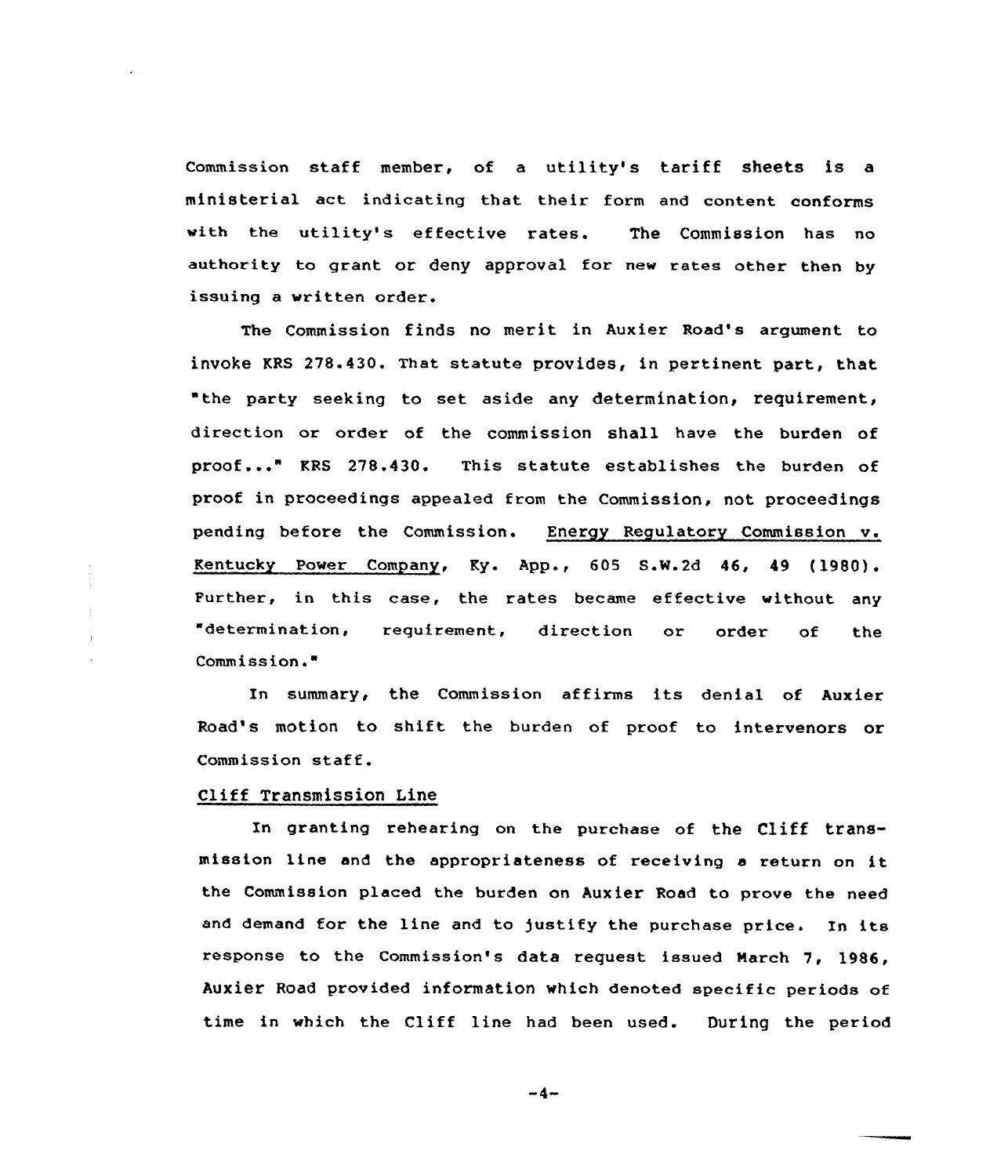Commission staff member, of a utility's tariff sheets is a ministerial act indicating that their form and content conforms with the utility's effective rates. The Commission has no authority to grant or deny approval for new rates other then by issuing a written order.

The Commission finds no merit in Auxier Road's argument to invoke KRS 278.430. That statute provides, in pertinent part, that "the party seeking to set aside any determination, requirement, direction or order of the commission shall have the burden of proof..." KRS 278.430. This statute establishes the burden of proof in proceedings appealed from the Commission, not proceedings pending before the Commission. Energy Regulatory Commission v. Kentucky Power Company, Ky. App., 605 S.W.2d 46, 49 (1980). Further, in this case, the rates became effective without any "determination, requirement, direction or order of the Commission."

In summary, the Commission affirms its denial of Auxier Road's motion to shift the burden of proof to intervenors or Commission staff.

Cliff Transmission Line

In granting rehearing on the purchase of the Cliff transmission line and the appropriateness of receiving a return on it the Commission placed the burden on Auxier Road to prove the need and demand for the line and to justify the purchase price. In its response to the Commission's data request issued March 7, 1986, Auxier Road provided information which denoted specific periods of time in which the Cliff line had been used. During the period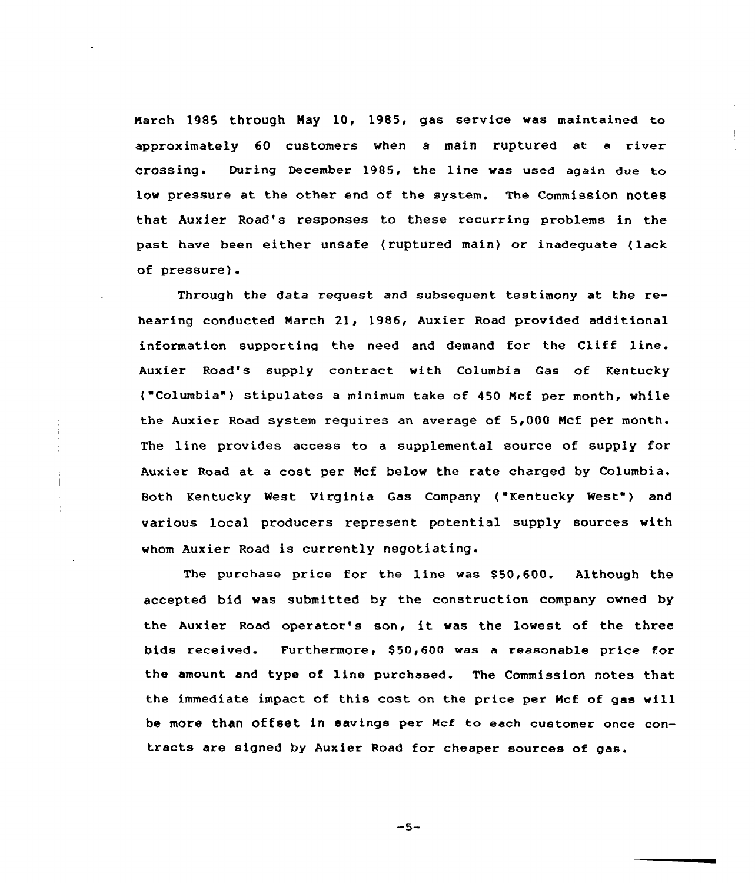March 1985 through May 10, 1985, gas service was maintained to approximately 60 customers when a main ruptured at a river crossing. During December 1985, the line was used again due to low pressure at the other end of the system. The Commission notes that Auxier Road's responses to these recurring problems in the past have been either unsafe (ruptured main) or inadequate (lack of pressure).

Through the data request and subsequent testimony at the rehearing conducted March 21, 1986, Auxier Road provided additional information supporting the need and demand for the Cliff line. Auxier Road's supply contract with Columbia Gas of Kentucky ("Columbia") stipulates a minimum take of 450 Mcf per month, while the Auxier Road system requires an average of 5,000 Mcf per month. The line provides access to a supplemental source of supply for Auxier Road at a cost per Mcf below the rate charged by Columbia. Both Kentucky West Virginia Gas Company ("Kentucky West") and various local producers represent potential supply sources with whom Auxier Road is currently negotiating.

The purchase price for the line was $50,600. Although the accepted bid was submitted by the construction company owned by the Auxier Road operator's son, it was the lowest of the three bids received. Furthermore, $50,600 was a reasonable price for the amount and type of line purchased. The Commission notes that the immediate impact of this cost on the price per Mcf of gas will be more than offset in savings per Mcf to each customer once contracts are signed by Auxier Road for cheaper sources of gas.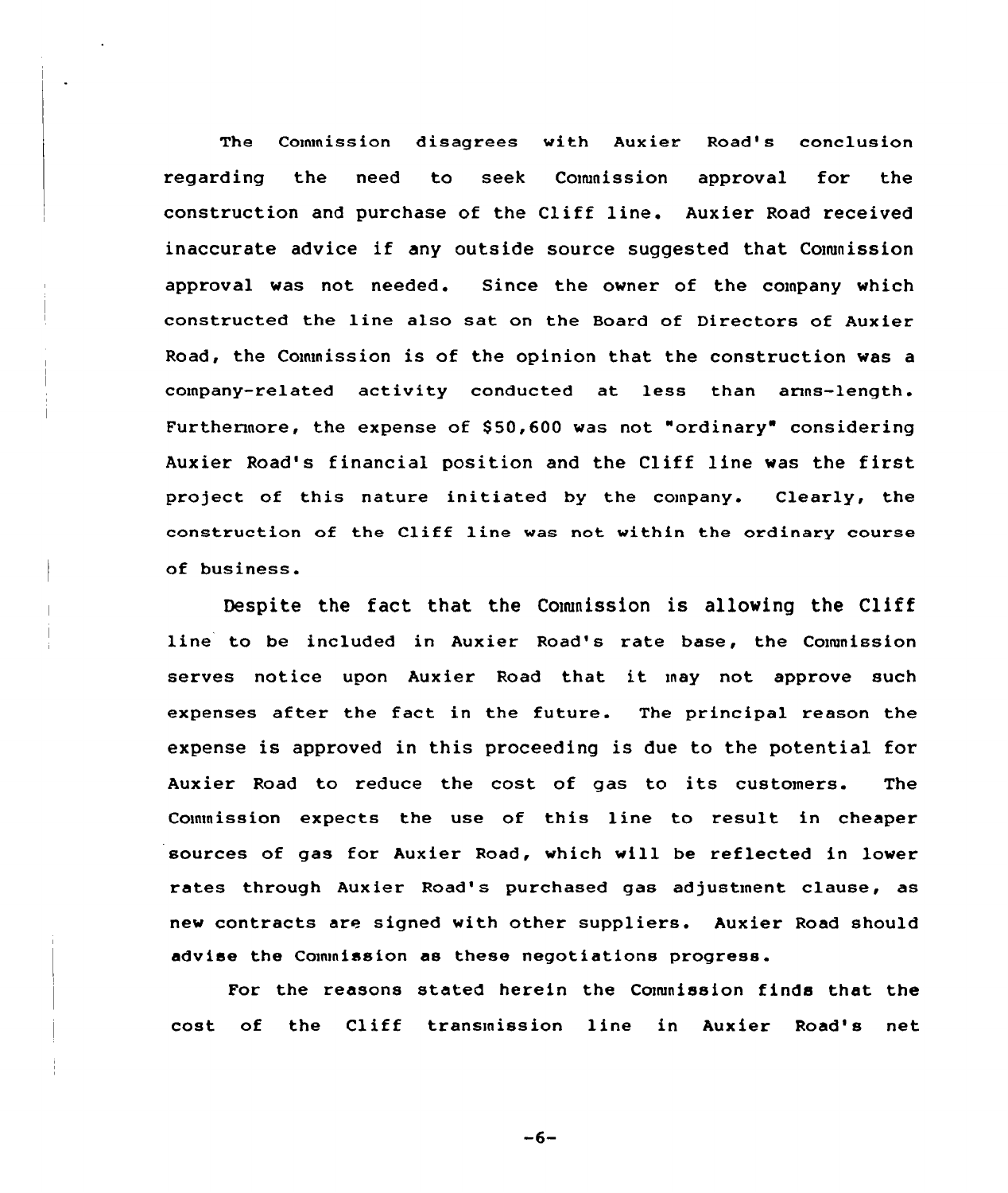The Commission disagrees with Auxier Road's conclusion regarding the need to seek Commission approval for the construction and purchase of the Cliff line. Auxier Road received inaccurate advice if any outside source suggested that Commission approval was not needed. Since the owner of the company which constructed the line also sat on the Board of Directors of Auxier Road, the Commission is of the opinion that the construction was a company-related activity conducted at less than arms-length. Furthermore, the expense of $50,600 was not "ordinary" considering Auxier Road's financial position and the Cliff line was the first project of this nature initiated by the company. Clearly, the construction of the Cliff line was not within the ordinary course of business.

Despite the fact that the Commission is allowing the Cliff line to be included in Auxier Road's rate base, the Commission serves notice upon Auxier Road that it may not approve such expenses after the fact in the future. The principal reason the expense is approved in this proceeding is due to the potential for Auxier Road to reduce the cost of gas to its customers. The Commission expects the use of this line to result in cheaper sources of gas for Auxier Road, which will be reflected in lower rates through Auxier Road's purchased gas adjustment clause, as new contracts are signed with other suppliers. Auxier Road should advise the Commission as these negotiations progress.

For the reasons stated herein the Commission finds that the cost of the Cliff transmission line in Auxier Road's net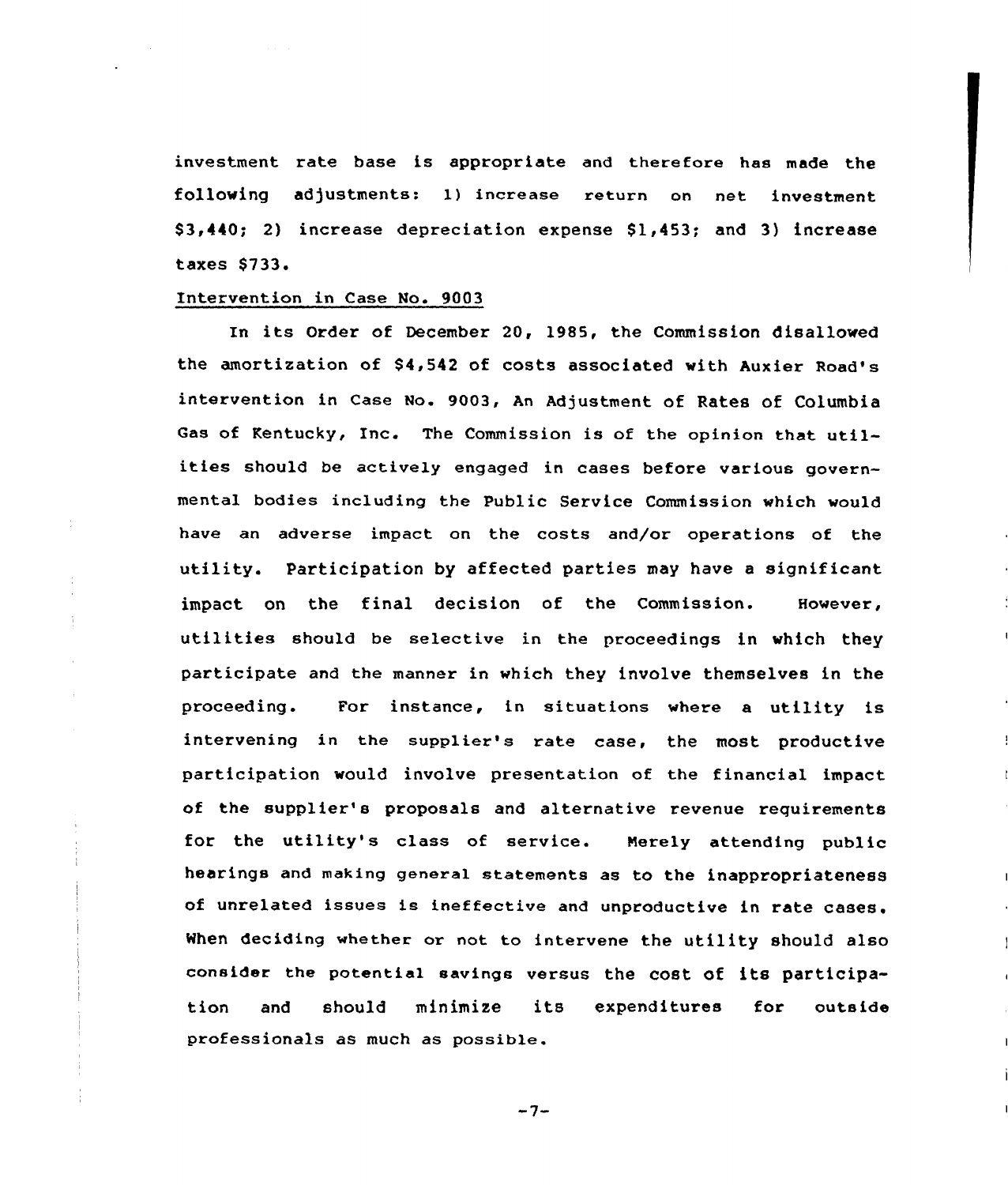investment rate base is appropriate and therefore has made the following adjustments: 1) increase return on net investment $3,440; 2) increase depreciation expense $1,453; and 3) increase taxes $733.

Intervention in Case No. 9003

In its Order of December 20, 1985, the Commission disallowed the amortization of $4,542 of costs associated with Auxier Road's intervention in Case No. 9003, An Adjustment of Rates of Columbia Gas of Kentucky, Inc. The Commission is of the opinion that utilities should be actively engaged in cases before various governmental bodies including the Public Service Commission which would have an adverse impact on the costs and/or operations of the utility. Participation by affected parties may have a significant impact on the final decision of the Commission. However, utilities should be selective in the proceedings in which they participate and the manner in which they involve themselves in the proceeding. For instance, in situations where a utility is intervening in the supplier's rate case, the most productive participation would involve presentation of the financial impact of the supplier's proposals and alternative revenue requirements for the utility's class of service. Merely attending public hearings and making general statements as to the inappropriateness of unrelated issues is ineffective and unproductive in rate cases. When deciding whether or not to intervene the utility should also consider the potential savings versus the cost of its participation and should minimize its expenditures for outside professionals as much as possible.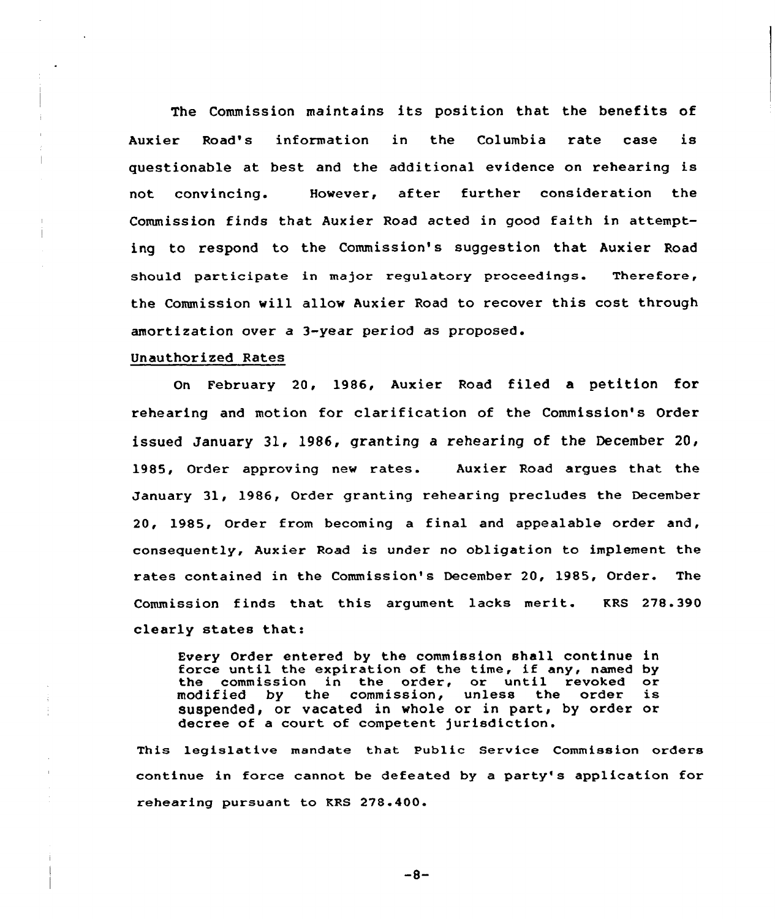The Commission maintains its position that the benefits of Auxier Road's information in the Columbia rate case is questionable at best and the additional evidence on rehearing is not convincing. However, after further consideration the Commission finds that Auxier Road acted in good faith in attempting to respond to the Commission's suggestion that Auxier Road should participate in major regulatory proceedings. Therefore, the Commission will allow Auxier Road to recover this cost through amortization over a 3-year period as proposed.

Unauthorized Rates

On February 20, 1986, Auxier Road filed a petition for rehearing and motion for clarification of the Commission's Order issued January 31, 1986, granting a rehearing of the December 20, 1985, Order approving new rates. Auxier Road argues that the January 31, 1986, Order granting rehearing precludes the December 20, 1985, Order from becoming a final and appealable order and, consequently, Auxier Road is under no obligation to implement the rates contained in the Commission's December 20, 1985, Order. The Commission finds that this argument lacks merit. KRS 278.390 clearly states that:

> Every Order entered by the commission shall continue in force until the expiration of the time, if any, named by the commission in the order, or until revoked or modified by the commission, unless the order is suspended, or vacated in whole or in part, by order or decree of a court of competent jurisdiction.

This legislative mandate that Public Service Commission orders continue in force cannot be defeated by a party's application for rehearing pursuant to KRS 278.400.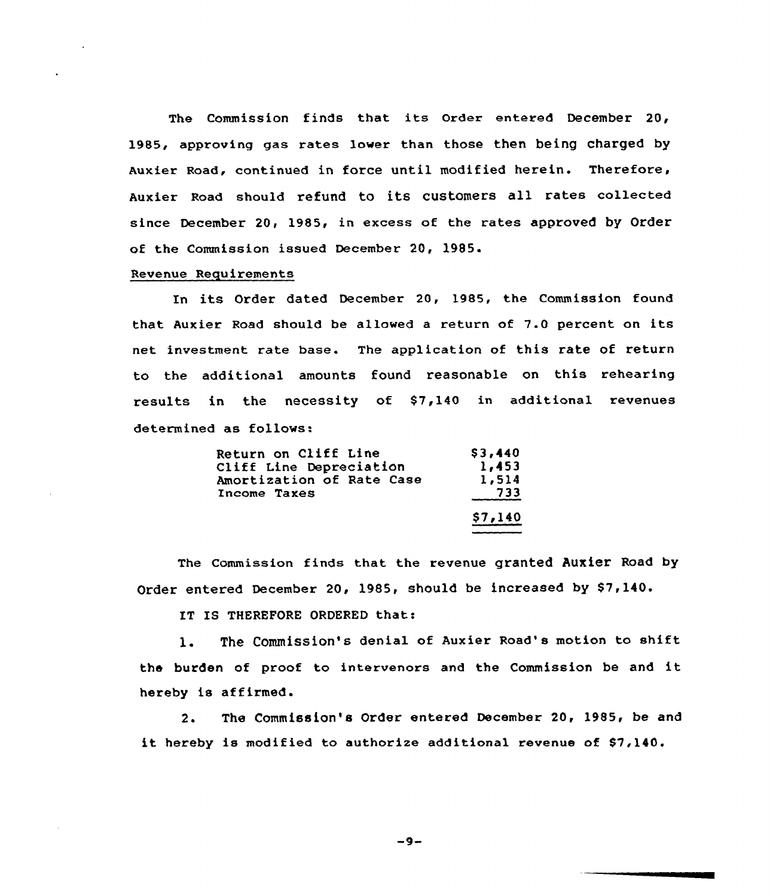The Commission finds that its Order entered December 20, 1985, approving gas rates lower than those then being charged by Auxier Road, continued in force until modified herein. Therefore, Auxier Road should refund to its customers all rates collected since December 20, 1985, in excess of the rates approved by Order of the Commission issued December 20, 1985.

Revenue Requirements

In its Order dated December 20, 1985, the Commission found that Auxier Road should be allowed a return of 7.0 percent on its net investment rate base. The application of this rate of return to the additional amounts found reasonable on this rehearing results in the necessity of $7,140 in additional revenues determined as follows:

| | |
|---|---|
| Return on Cliff Line | $3,440 |
| Cliff Line Depreciation | 1,453 |
| Amortization of Rate Case | 1,514 |
| Income Taxes | 733 |
| | $7,140 |

The Commission finds that the revenue granted Auxier Road by Order entered December 20, 1985, should be increased by $7,140.

IT IS THEREFORE ORDERED that:

1. The Commission's denial of Auxier Road's motion to shift the burden of proof to intervenors and the Commission be and it hereby is affirmed.

2. The Commission's Order entered December 20, 1985, be and it hereby is modified to authorize additional revenue of $7,140.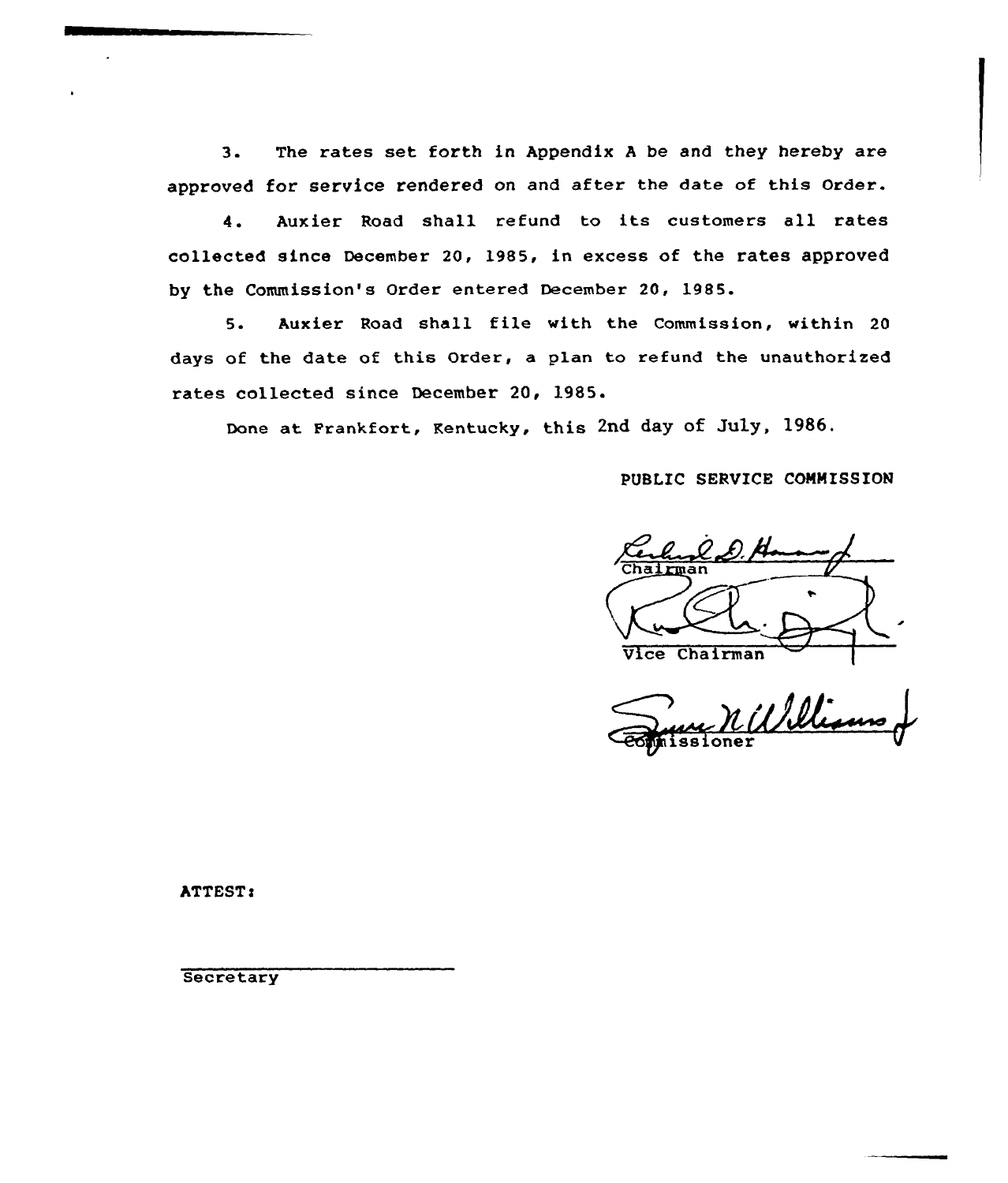3. The rates set forth in Appendix A be and they hereby are approved for service rendered on and after the date of this Order.

4. Auxier Road shall refund to its customers all rates collected since December 20, 1985, in excess of the rates approved by the Commission's Order entered December 20, 1985.

5. Auxier Road shall file with the Commission, within 20 days of the date of this Order, a plan to refund the unauthorized rates collected since December 20, 1985.

Done at Frankfort, Kentucky, this 2nd day of July, 1986.

PUBLIC SERVICE COMMISSION

Chairman

Vice Chairman

Commissioner

ATTEST:

Secretary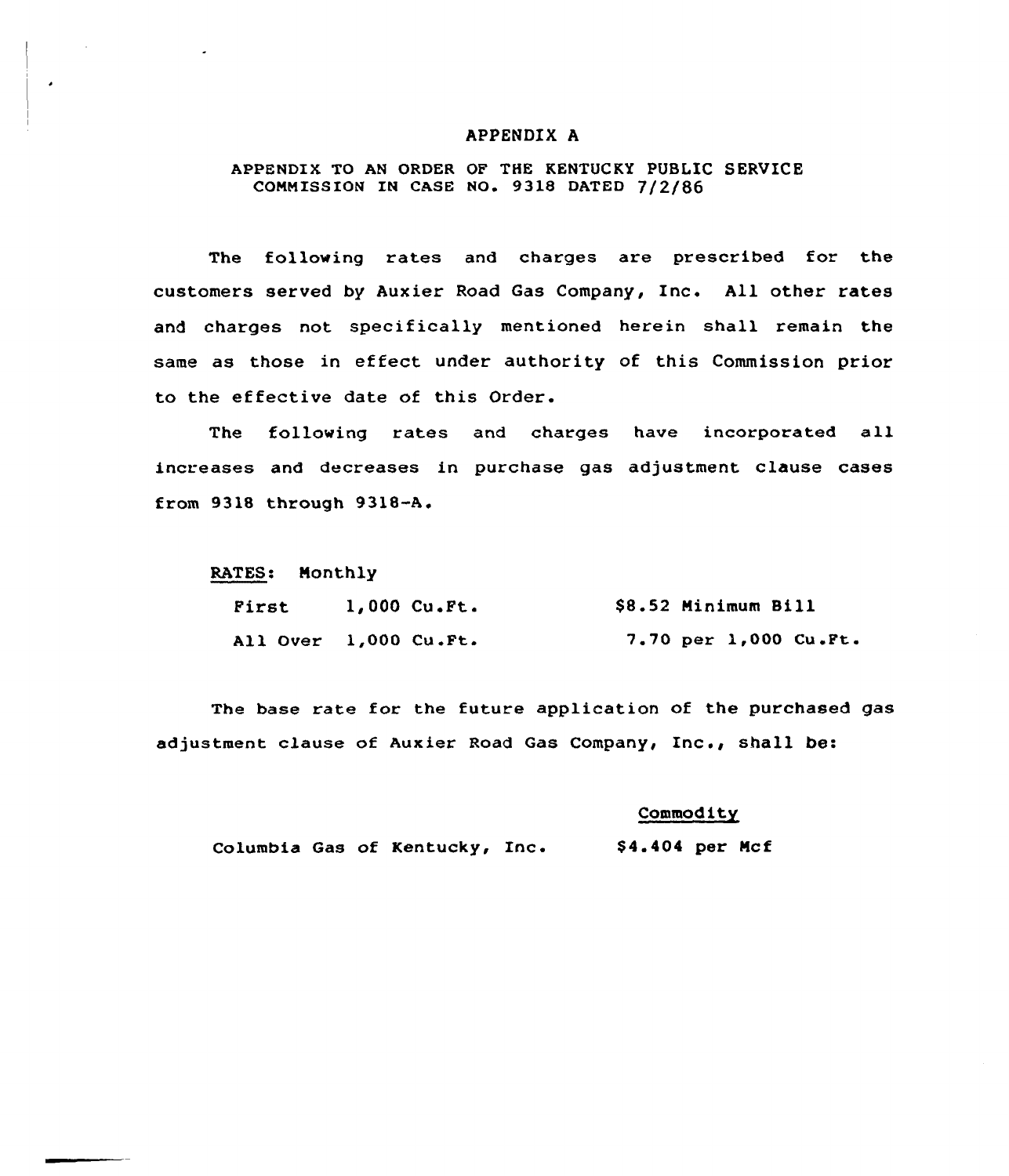# APPENDIX A

APPENDIX TO AN ORDER OF THE KENTUCKY PUBLIC SERVICE COMMISSION IN CASE NO. 9318 DATED 7/2/86

The following rates and charges are prescribed for the customers served by Auxier Road Gas Company, Inc. All other rates and charges not specifically mentioned herein shall remain the same as those in effect under authority of this Commission prior to the effective date of this Order.

The following rates and charges have incorporated all increases and decreases in purchase gas adjustment clause cases from 9318 through 9318-A.

RATES: Monthly

| | |
|---|---|
| First 1,000 Cu.Ft. | $8.52 Minimum Bill |
| All Over 1,000 Cu.Ft. | 7.70 per 1,000 Cu.Ft. |

The base rate for the future application of the purchased gas adjustment clause of Auxier Road Gas Company, Inc., shall be:

| | Commodity |
|---|---|
| Columbia Gas of Kentucky, Inc. | $4.404 per Mcf |